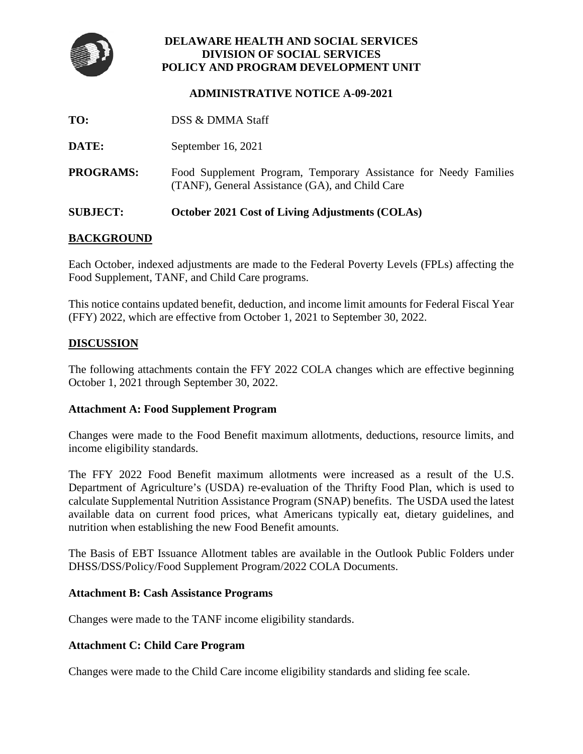**DELAWARE HEALTH AND SOCIAL SERVICES**
**DIVISION OF SOCIAL SERVICES**
**POLICY AND PROGRAM DEVELOPMENT UNIT**

**ADMINISTRATIVE NOTICE A-09-2021**

**TO:** DSS & DMMA Staff

**DATE:** September 16, 2021

**PROGRAMS:** Food Supplement Program, Temporary Assistance for Needy Families (TANF), General Assistance (GA), and Child Care

**SUBJECT:** **October 2021 Cost of Living Adjustments (COLAs)**

## BACKGROUND

Each October, indexed adjustments are made to the Federal Poverty Levels (FPLs) affecting the Food Supplement, TANF, and Child Care programs.

This notice contains updated benefit, deduction, and income limit amounts for Federal Fiscal Year (FFY) 2022, which are effective from October 1, 2021 to September 30, 2022.

## DISCUSSION

The following attachments contain the FFY 2022 COLA changes which are effective beginning October 1, 2021 through September 30, 2022.

### Attachment A: Food Supplement Program

Changes were made to the Food Benefit maximum allotments, deductions, resource limits, and income eligibility standards.

The FFY 2022 Food Benefit maximum allotments were increased as a result of the U.S. Department of Agriculture's (USDA) re-evaluation of the Thrifty Food Plan, which is used to calculate Supplemental Nutrition Assistance Program (SNAP) benefits. The USDA used the latest available data on current food prices, what Americans typically eat, dietary guidelines, and nutrition when establishing the new Food Benefit amounts.

The Basis of EBT Issuance Allotment tables are available in the Outlook Public Folders under DHSS/DSS/Policy/Food Supplement Program/2022 COLA Documents.

### Attachment B: Cash Assistance Programs

Changes were made to the TANF income eligibility standards.

### Attachment C: Child Care Program

Changes were made to the Child Care income eligibility standards and sliding fee scale.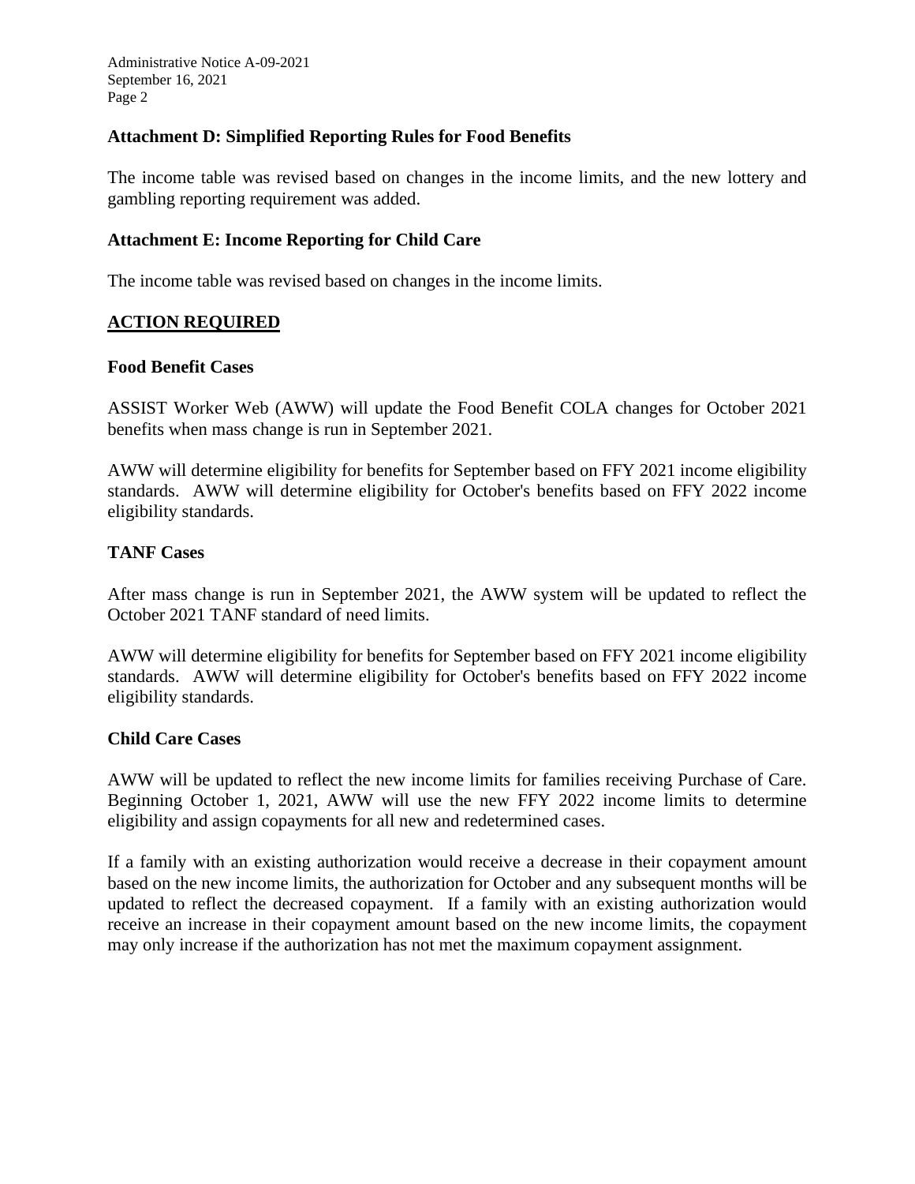### Attachment D: Simplified Reporting Rules for Food Benefits

The income table was revised based on changes in the income limits, and the new lottery and gambling reporting requirement was added.

### Attachment E: Income Reporting for Child Care

The income table was revised based on changes in the income limits.

## ACTION REQUIRED

### Food Benefit Cases

ASSIST Worker Web (AWW) will update the Food Benefit COLA changes for October 2021 benefits when mass change is run in September 2021.

AWW will determine eligibility for benefits for September based on FFY 2021 income eligibility standards. AWW will determine eligibility for October's benefits based on FFY 2022 income eligibility standards.

### TANF Cases

After mass change is run in September 2021, the AWW system will be updated to reflect the October 2021 TANF standard of need limits.

AWW will determine eligibility for benefits for September based on FFY 2021 income eligibility standards. AWW will determine eligibility for October's benefits based on FFY 2022 income eligibility standards.

### Child Care Cases

AWW will be updated to reflect the new income limits for families receiving Purchase of Care. Beginning October 1, 2021, AWW will use the new FFY 2022 income limits to determine eligibility and assign copayments for all new and redetermined cases.

If a family with an existing authorization would receive a decrease in their copayment amount based on the new income limits, the authorization for October and any subsequent months will be updated to reflect the decreased copayment. If a family with an existing authorization would receive an increase in their copayment amount based on the new income limits, the copayment may only increase if the authorization has not met the maximum copayment assignment.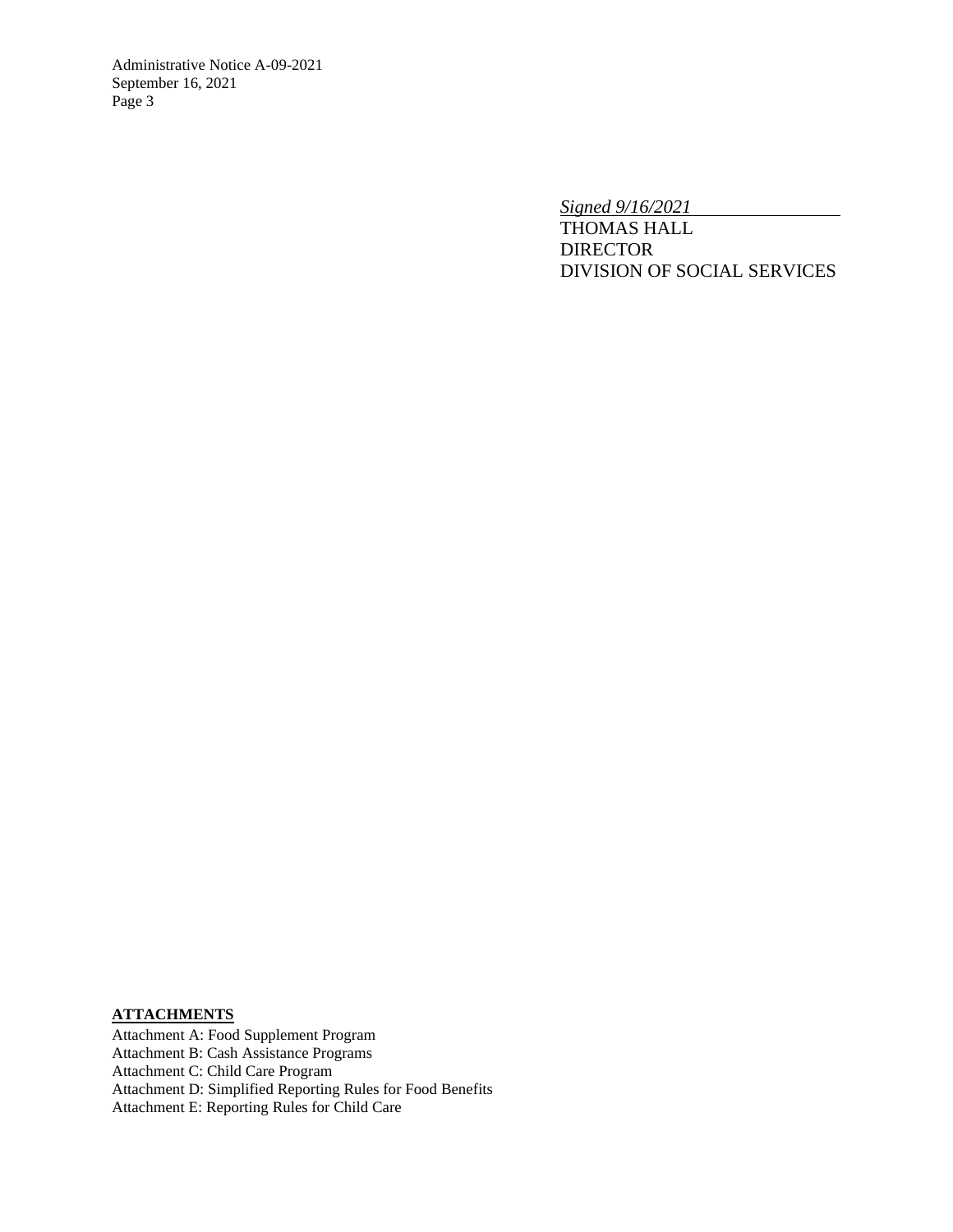*Signed 9/16/2021*
THOMAS HALL
DIRECTOR
DIVISION OF SOCIAL SERVICES

**ATTACHMENTS**

Attachment A: Food Supplement Program
Attachment B: Cash Assistance Programs
Attachment C: Child Care Program
Attachment D: Simplified Reporting Rules for Food Benefits
Attachment E: Reporting Rules for Child Care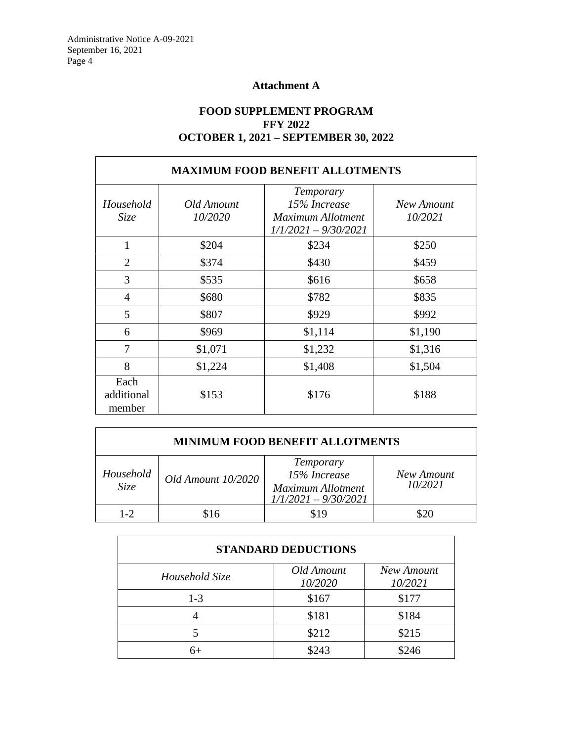## Attachment A

### FOOD SUPPLEMENT PROGRAM
### FFY 2022
### OCTOBER 1, 2021 – SEPTEMBER 30, 2022

| MAXIMUM FOOD BENEFIT ALLOTMENTS | | | |
|---|---|---|---|
| *Household Size* | *Old Amount 10/2020* | *Temporary 15% Increase Maximum Allotment 1/1/2021 – 9/30/2021* | *New Amount 10/2021* |
| 1 | $204 | $234 | $250 |
| 2 | $374 | $430 | $459 |
| 3 | $535 | $616 | $658 |
| 4 | $680 | $782 | $835 |
| 5 | $807 | $929 | $992 |
| 6 | $969 | $1,114 | $1,190 |
| 7 | $1,071 | $1,232 | $1,316 |
| 8 | $1,224 | $1,408 | $1,504 |
| Each additional member | $153 | $176 | $188 |

| MINIMUM FOOD BENEFIT ALLOTMENTS | | | |
|---|---|---|---|
| *Household Size* | *Old Amount 10/2020* | *Temporary 15% Increase Maximum Allotment 1/1/2021 – 9/30/2021* | *New Amount 10/2021* |
| 1-2 | $16 | $19 | $20 |

| STANDARD DEDUCTIONS | | |
|---|---|---|
| *Household Size* | *Old Amount 10/2020* | *New Amount 10/2021* |
| 1-3 | $167 | $177 |
| 4 | $181 | $184 |
| 5 | $212 | $215 |
| 6+ | $243 | $246 |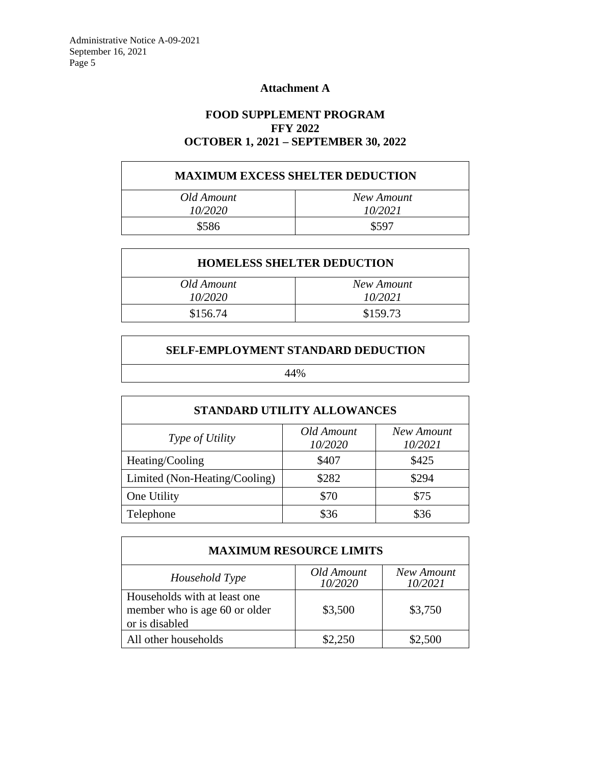## Attachment A

### FOOD SUPPLEMENT PROGRAM
### FFY 2022
### OCTOBER 1, 2021 – SEPTEMBER 30, 2022

| MAXIMUM EXCESS SHELTER DEDUCTION | |
|---|---|
| *Old Amount 10/2020* | *New Amount 10/2021* |
| $586 | $597 |

| HOMELESS SHELTER DEDUCTION | |
|---|---|
| *Old Amount 10/2020* | *New Amount 10/2021* |
| $156.74 | $159.73 |

| SELF-EMPLOYMENT STANDARD DEDUCTION |
|---|
| 44% |

| STANDARD UTILITY ALLOWANCES | | |
|---|---|---|
| *Type of Utility* | *Old Amount 10/2020* | *New Amount 10/2021* |
| Heating/Cooling | $407 | $425 |
| Limited (Non-Heating/Cooling) | $282 | $294 |
| One Utility | $70 | $75 |
| Telephone | $36 | $36 |

| MAXIMUM RESOURCE LIMITS | | |
|---|---|---|
| *Household Type* | *Old Amount 10/2020* | *New Amount 10/2021* |
| Households with at least one member who is age 60 or older or is disabled | $3,500 | $3,750 |
| All other households | $2,250 | $2,500 |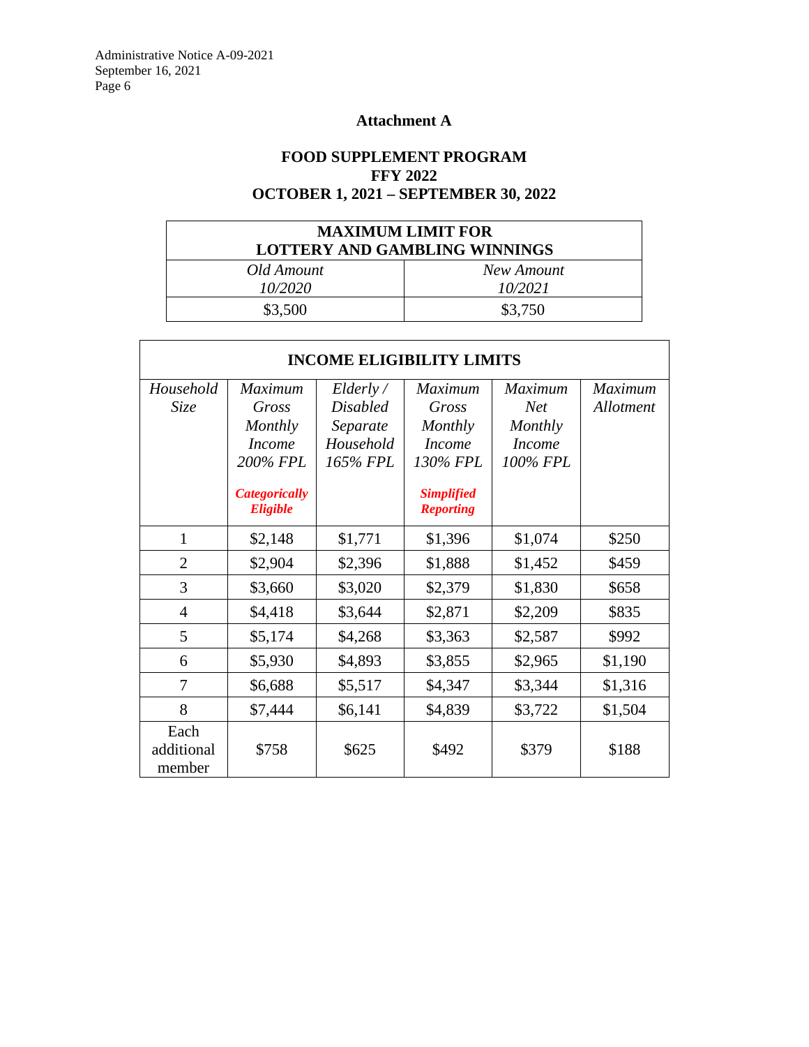## Attachment A

### FOOD SUPPLEMENT PROGRAM
### FFY 2022
### OCTOBER 1, 2021 – SEPTEMBER 30, 2022

| MAXIMUM LIMIT FOR LOTTERY AND GAMBLING WINNINGS | |
|---|---|
| *Old Amount 10/2020* | *New Amount 10/2021* |
| $3,500 | $3,750 |

**INCOME ELIGIBILITY LIMITS**

| *Household Size* | *Maximum Gross Monthly Income 200% FPL* ***Categorically Eligible*** | *Elderly / Disabled Separate Household 165% FPL* | *Maximum Gross Monthly Income 130% FPL* ***Simplified Reporting*** | *Maximum Net Monthly Income 100% FPL* | *Maximum Allotment* |
|---|---|---|---|---|---|
| 1 | $2,148 | $1,771 | $1,396 | $1,074 | $250 |
| 2 | $2,904 | $2,396 | $1,888 | $1,452 | $459 |
| 3 | $3,660 | $3,020 | $2,379 | $1,830 | $658 |
| 4 | $4,418 | $3,644 | $2,871 | $2,209 | $835 |
| 5 | $5,174 | $4,268 | $3,363 | $2,587 | $992 |
| 6 | $5,930 | $4,893 | $3,855 | $2,965 | $1,190 |
| 7 | $6,688 | $5,517 | $4,347 | $3,344 | $1,316 |
| 8 | $7,444 | $6,141 | $4,839 | $3,722 | $1,504 |
| Each additional member | $758 | $625 | $492 | $379 | $188 |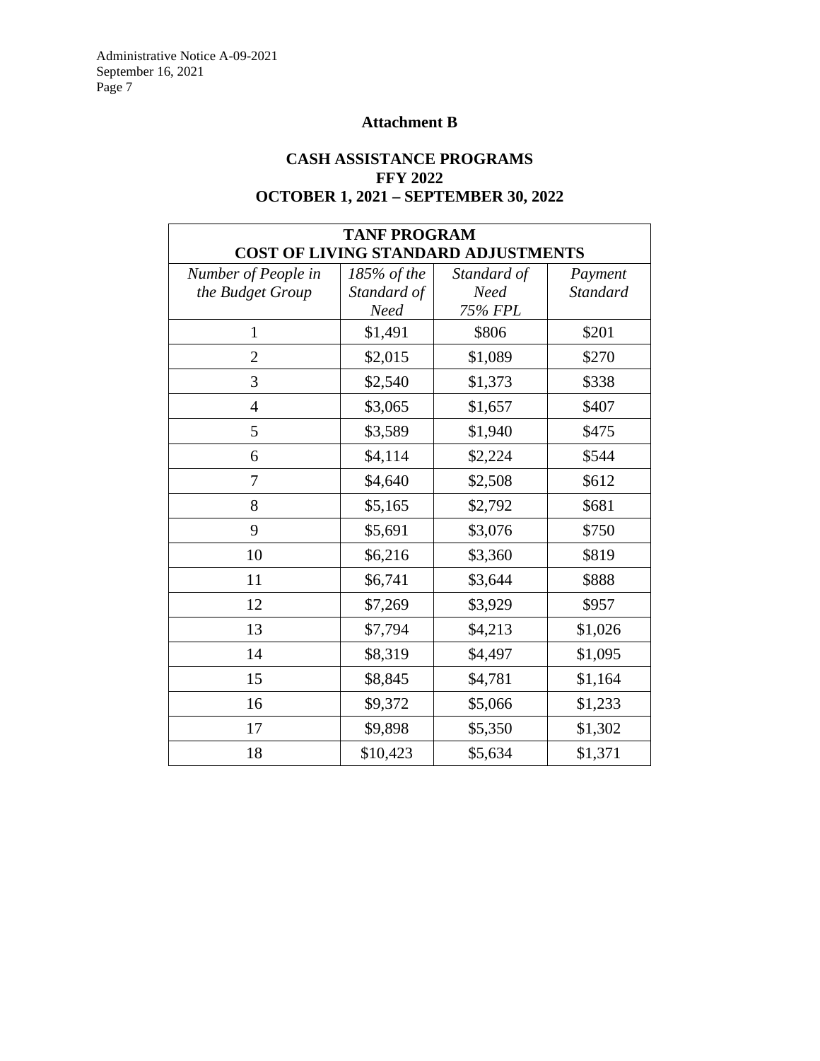## Attachment B

### CASH ASSISTANCE PROGRAMS
### FFY 2022
### OCTOBER 1, 2021 – SEPTEMBER 30, 2022

| **TANF PROGRAM COST OF LIVING STANDARD ADJUSTMENTS** | | | |
|---|---|---|---|
| *Number of People in the Budget Group* | *185% of the Standard of Need* | *Standard of Need 75% FPL* | *Payment Standard* |
| 1 | $1,491 | $806 | $201 |
| 2 | $2,015 | $1,089 | $270 |
| 3 | $2,540 | $1,373 | $338 |
| 4 | $3,065 | $1,657 | $407 |
| 5 | $3,589 | $1,940 | $475 |
| 6 | $4,114 | $2,224 | $544 |
| 7 | $4,640 | $2,508 | $612 |
| 8 | $5,165 | $2,792 | $681 |
| 9 | $5,691 | $3,076 | $750 |
| 10 | $6,216 | $3,360 | $819 |
| 11 | $6,741 | $3,644 | $888 |
| 12 | $7,269 | $3,929 | $957 |
| 13 | $7,794 | $4,213 | $1,026 |
| 14 | $8,319 | $4,497 | $1,095 |
| 15 | $8,845 | $4,781 | $1,164 |
| 16 | $9,372 | $5,066 | $1,233 |
| 17 | $9,898 | $5,350 | $1,302 |
| 18 | $10,423 | $5,634 | $1,371 |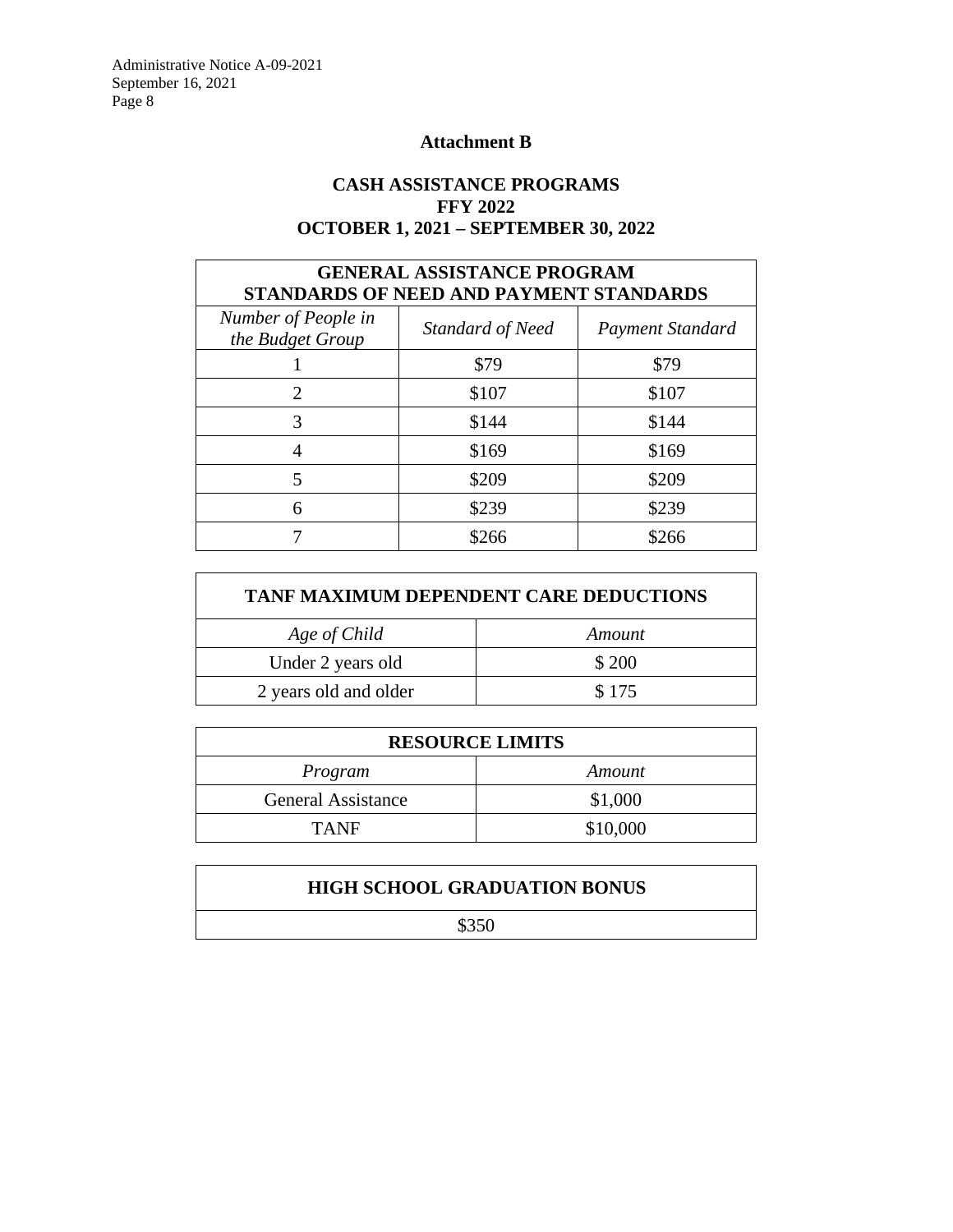**Attachment B**

**CASH ASSISTANCE PROGRAMS**
**FFY 2022**
**OCTOBER 1, 2021 – SEPTEMBER 30, 2022**

| **GENERAL ASSISTANCE PROGRAM STANDARDS OF NEED AND PAYMENT STANDARDS** | | |
|---|---|---|
| *Number of People in the Budget Group* | *Standard of Need* | *Payment Standard* |
| 1 | $79 | $79 |
| 2 | $107 | $107 |
| 3 | $144 | $144 |
| 4 | $169 | $169 |
| 5 | $209 | $209 |
| 6 | $239 | $239 |
| 7 | $266 | $266 |

| **TANF MAXIMUM DEPENDENT CARE DEDUCTIONS** | |
|---|---|
| *Age of Child* | *Amount* |
| Under 2 years old | $ 200 |
| 2 years old and older | $ 175 |

| **RESOURCE LIMITS** | |
|---|---|
| *Program* | *Amount* |
| General Assistance | $1,000 |
| TANF | $10,000 |

| **HIGH SCHOOL GRADUATION BONUS** |
|---|
| $350 |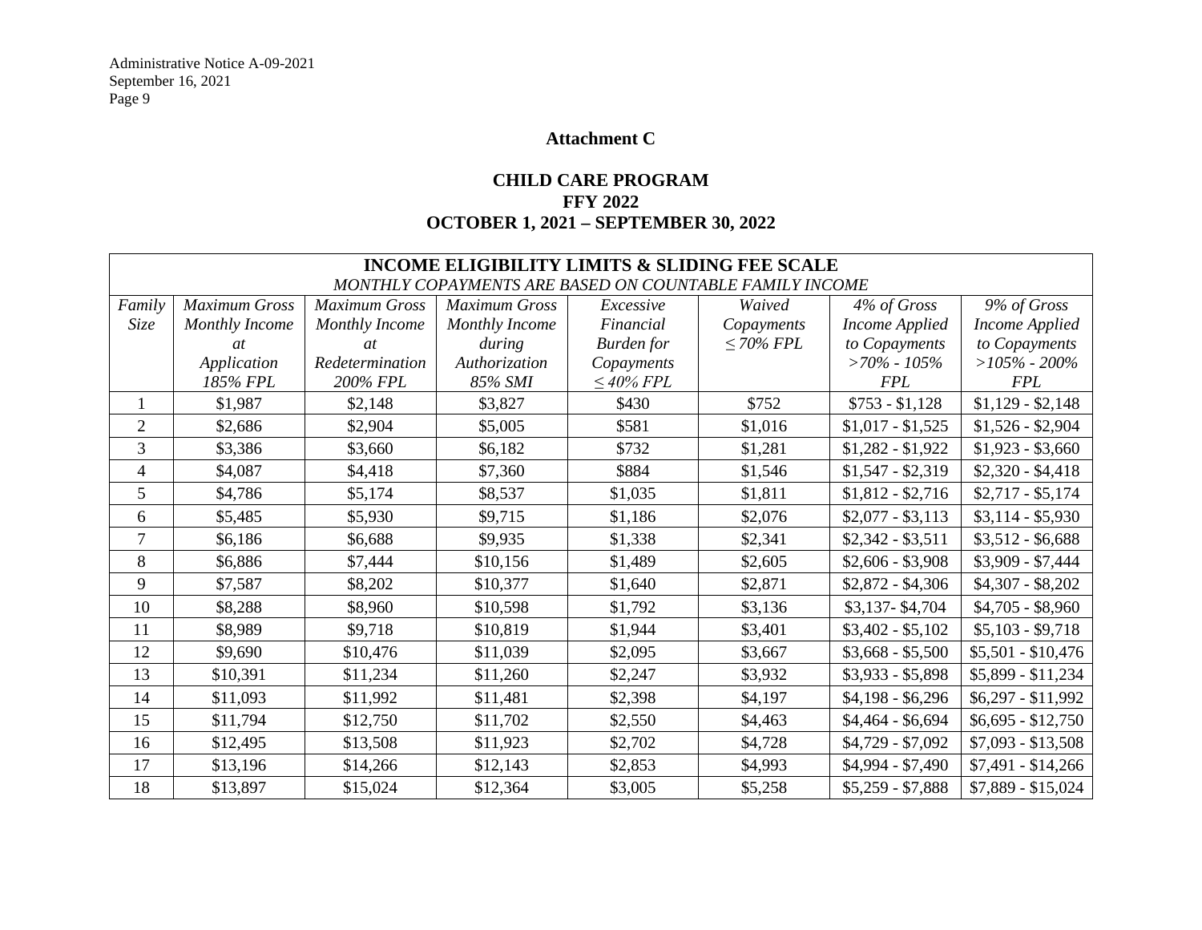Administrative Notice A-09-2021
September 16, 2021

**Attachment C**

**CHILD CARE PROGRAM**
**FFY 2022**
**OCTOBER 1, 2021 – SEPTEMBER 30, 2022**

**INCOME ELIGIBILITY LIMITS & SLIDING FEE SCALE**

*MONTHLY COPAYMENTS ARE BASED ON COUNTABLE FAMILY INCOME*

| *Family Size* | *Maximum Gross Monthly Income at Application 185% FPL* | *Maximum Gross Monthly Income at Redetermination 200% FPL* | *Maximum Gross Monthly Income during Authorization 85% SMI* | *Excessive Financial Burden for Copayments ≤ 40% FPL* | *Waived Copayments ≤ 70% FPL* | *4% of Gross Income Applied to Copayments >70% - 105% FPL* | *9% of Gross Income Applied to Copayments >105% - 200% FPL* |
|---|---|---|---|---|---|---|---|
| 1 | $1,987 | $2,148 | $3,827 | $430 | $752 | $753 - $1,128 | $1,129 - $2,148 |
| 2 | $2,686 | $2,904 | $5,005 | $581 | $1,016 | $1,017 - $1,525 | $1,526 - $2,904 |
| 3 | $3,386 | $3,660 | $6,182 | $732 | $1,281 | $1,282 - $1,922 | $1,923 - $3,660 |
| 4 | $4,087 | $4,418 | $7,360 | $884 | $1,546 | $1,547 - $2,319 | $2,320 - $4,418 |
| 5 | $4,786 | $5,174 | $8,537 | $1,035 | $1,811 | $1,812 - $2,716 | $2,717 - $5,174 |
| 6 | $5,485 | $5,930 | $9,715 | $1,186 | $2,076 | $2,077 - $3,113 | $3,114 - $5,930 |
| 7 | $6,186 | $6,688 | $9,935 | $1,338 | $2,341 | $2,342 - $3,511 | $3,512 - $6,688 |
| 8 | $6,886 | $7,444 | $10,156 | $1,489 | $2,605 | $2,606 - $3,908 | $3,909 - $7,444 |
| 9 | $7,587 | $8,202 | $10,377 | $1,640 | $2,871 | $2,872 - $4,306 | $4,307 - $8,202 |
| 10 | $8,288 | $8,960 | $10,598 | $1,792 | $3,136 | $3,137- $4,704 | $4,705 - $8,960 |
| 11 | $8,989 | $9,718 | $10,819 | $1,944 | $3,401 | $3,402 - $5,102 | $5,103 - $9,718 |
| 12 | $9,690 | $10,476 | $11,039 | $2,095 | $3,667 | $3,668 - $5,500 | $5,501 - $10,476 |
| 13 | $10,391 | $11,234 | $11,260 | $2,247 | $3,932 | $3,933 - $5,898 | $5,899 - $11,234 |
| 14 | $11,093 | $11,992 | $11,481 | $2,398 | $4,197 | $4,198 - $6,296 | $6,297 - $11,992 |
| 15 | $11,794 | $12,750 | $11,702 | $2,550 | $4,463 | $4,464 - $6,694 | $6,695 - $12,750 |
| 16 | $12,495 | $13,508 | $11,923 | $2,702 | $4,728 | $4,729 - $7,092 | $7,093 - $13,508 |
| 17 | $13,196 | $14,266 | $12,143 | $2,853 | $4,993 | $4,994 - $7,490 | $7,491 - $14,266 |
| 18 | $13,897 | $15,024 | $12,364 | $3,005 | $5,258 | $5,259 - $7,888 | $7,889 - $15,024 |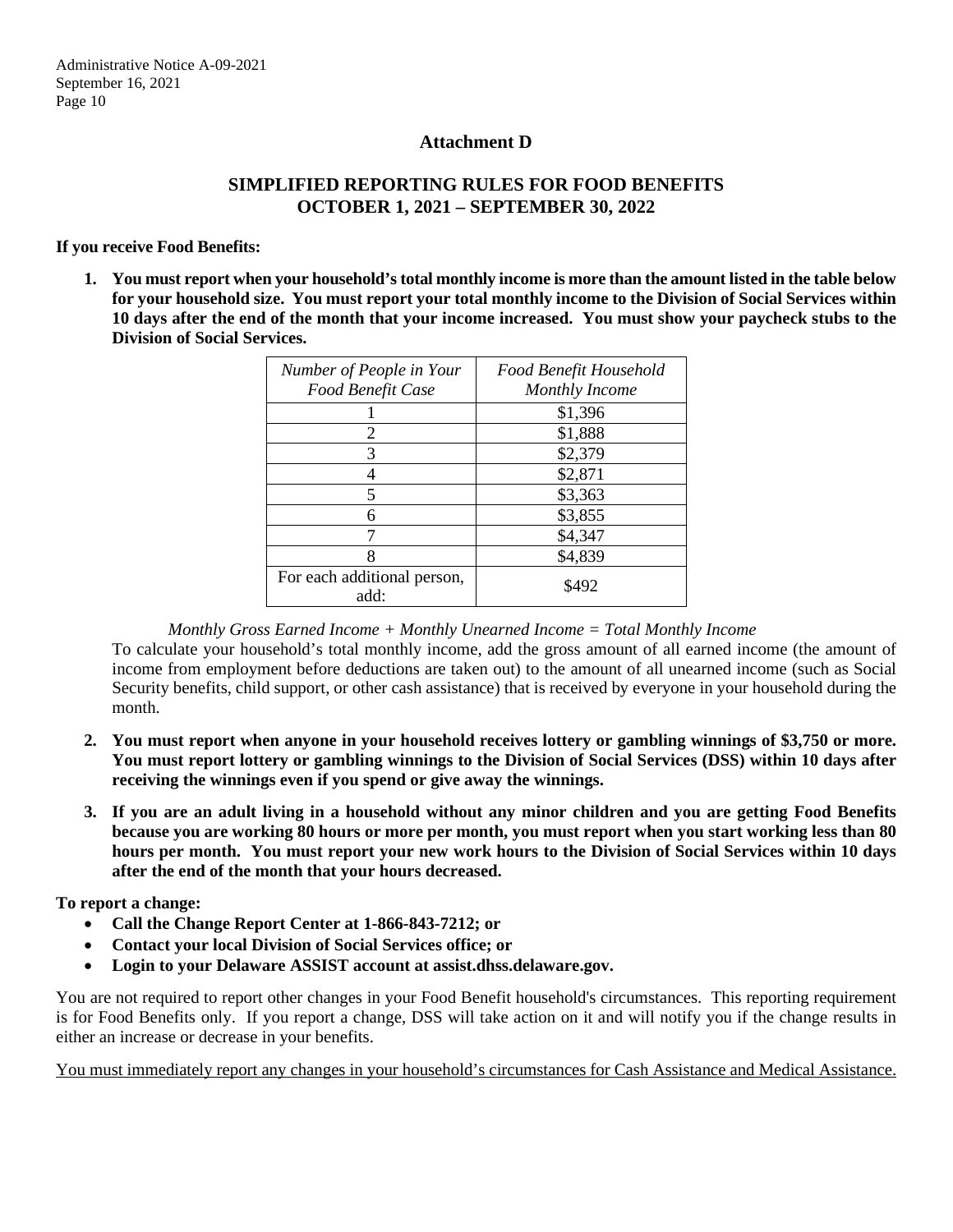## Attachment D

## SIMPLIFIED REPORTING RULES FOR FOOD BENEFITS OCTOBER 1, 2021 – SEPTEMBER 30, 2022

**If you receive Food Benefits:**

1. **You must report when your household's total monthly income is more than the amount listed in the table below for your household size. You must report your total monthly income to the Division of Social Services within 10 days after the end of the month that your income increased. You must show your paycheck stubs to the Division of Social Services.**

| *Number of People in Your Food Benefit Case* | *Food Benefit Household Monthly Income* |
|---|---|
| 1 | $1,396 |
| 2 | $1,888 |
| 3 | $2,379 |
| 4 | $2,871 |
| 5 | $3,363 |
| 6 | $3,855 |
| 7 | $4,347 |
| 8 | $4,839 |
| For each additional person, add: | $492 |

*Monthly Gross Earned Income + Monthly Unearned Income = Total Monthly Income*

To calculate your household's total monthly income, add the gross amount of all earned income (the amount of income from employment before deductions are taken out) to the amount of all unearned income (such as Social Security benefits, child support, or other cash assistance) that is received by everyone in your household during the month.

2. **You must report when anyone in your household receives lottery or gambling winnings of $3,750 or more. You must report lottery or gambling winnings to the Division of Social Services (DSS) within 10 days after receiving the winnings even if you spend or give away the winnings.**

3. **If you are an adult living in a household without any minor children and you are getting Food Benefits because you are working 80 hours or more per month, you must report when you start working less than 80 hours per month. You must report your new work hours to the Division of Social Services within 10 days after the end of the month that your hours decreased.**

**To report a change:**

- **Call the Change Report Center at 1-866-843-7212; or**
- **Contact your local Division of Social Services office; or**
- **Login to your Delaware ASSIST account at assist.dhss.delaware.gov.**

You are not required to report other changes in your Food Benefit household's circumstances. This reporting requirement is for Food Benefits only. If you report a change, DSS will take action on it and will notify you if the change results in either an increase or decrease in your benefits.

You must immediately report any changes in your household's circumstances for Cash Assistance and Medical Assistance.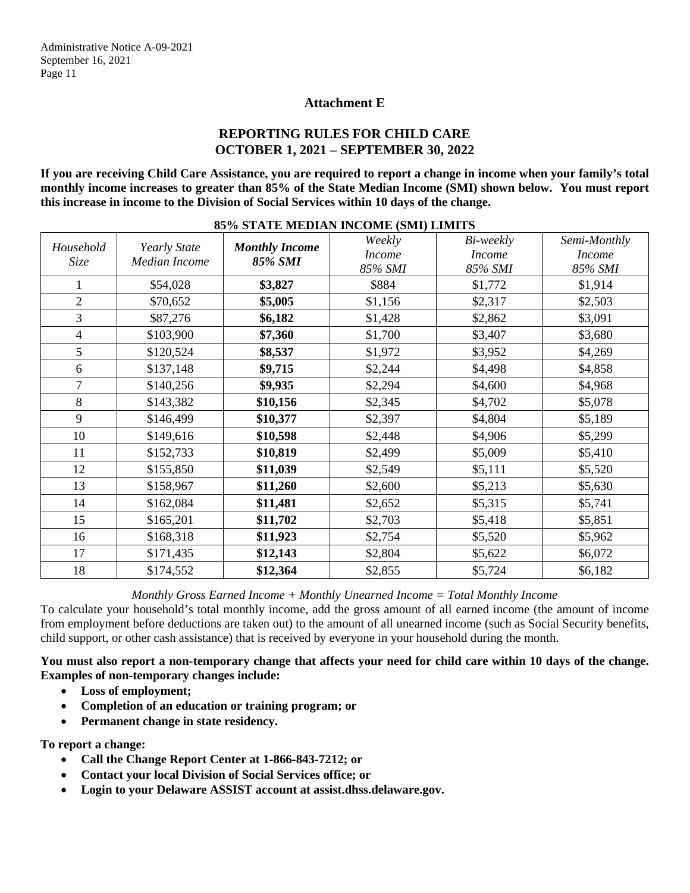## Attachment E

## REPORTING RULES FOR CHILD CARE
## OCTOBER 1, 2021 – SEPTEMBER 30, 2022

**If you are receiving Child Care Assistance, you are required to report a change in income when your family's total monthly income increases to greater than 85% of the State Median Income (SMI) shown below. You must report this increase in income to the Division of Social Services within 10 days of the change.**

**85% STATE MEDIAN INCOME (SMI) LIMITS**

| *Household Size* | *Yearly State Median Income* | ***Monthly Income 85% SMI*** | *Weekly Income 85% SMI* | *Bi-weekly Income 85% SMI* | *Semi-Monthly Income 85% SMI* |
|---|---|---|---|---|---|
| 1 | $54,028 | **$3,827** | $884 | $1,772 | $1,914 |
| 2 | $70,652 | **$5,005** | $1,156 | $2,317 | $2,503 |
| 3 | $87,276 | **$6,182** | $1,428 | $2,862 | $3,091 |
| 4 | $103,900 | **$7,360** | $1,700 | $3,407 | $3,680 |
| 5 | $120,524 | **$8,537** | $1,972 | $3,952 | $4,269 |
| 6 | $137,148 | **$9,715** | $2,244 | $4,498 | $4,858 |
| 7 | $140,256 | **$9,935** | $2,294 | $4,600 | $4,968 |
| 8 | $143,382 | **$10,156** | $2,345 | $4,702 | $5,078 |
| 9 | $146,499 | **$10,377** | $2,397 | $4,804 | $5,189 |
| 10 | $149,616 | **$10,598** | $2,448 | $4,906 | $5,299 |
| 11 | $152,733 | **$10,819** | $2,499 | $5,009 | $5,410 |
| 12 | $155,850 | **$11,039** | $2,549 | $5,111 | $5,520 |
| 13 | $158,967 | **$11,260** | $2,600 | $5,213 | $5,630 |
| 14 | $162,084 | **$11,481** | $2,652 | $5,315 | $5,741 |
| 15 | $165,201 | **$11,702** | $2,703 | $5,418 | $5,851 |
| 16 | $168,318 | **$11,923** | $2,754 | $5,520 | $5,962 |
| 17 | $171,435 | **$12,143** | $2,804 | $5,622 | $6,072 |
| 18 | $174,552 | **$12,364** | $2,855 | $5,724 | $6,182 |

*Monthly Gross Earned Income + Monthly Unearned Income = Total Monthly Income*

To calculate your household's total monthly income, add the gross amount of all earned income (the amount of income from employment before deductions are taken out) to the amount of all unearned income (such as Social Security benefits, child support, or other cash assistance) that is received by everyone in your household during the month.

**You must also report a non-temporary change that affects your need for child care within 10 days of the change. Examples of non-temporary changes include:**

- **Loss of employment;**
- **Completion of an education or training program; or**
- **Permanent change in state residency.**

**To report a change:**

- **Call the Change Report Center at 1-866-843-7212; or**
- **Contact your local Division of Social Services office; or**
- **Login to your Delaware ASSIST account at assist.dhss.delaware.gov.**